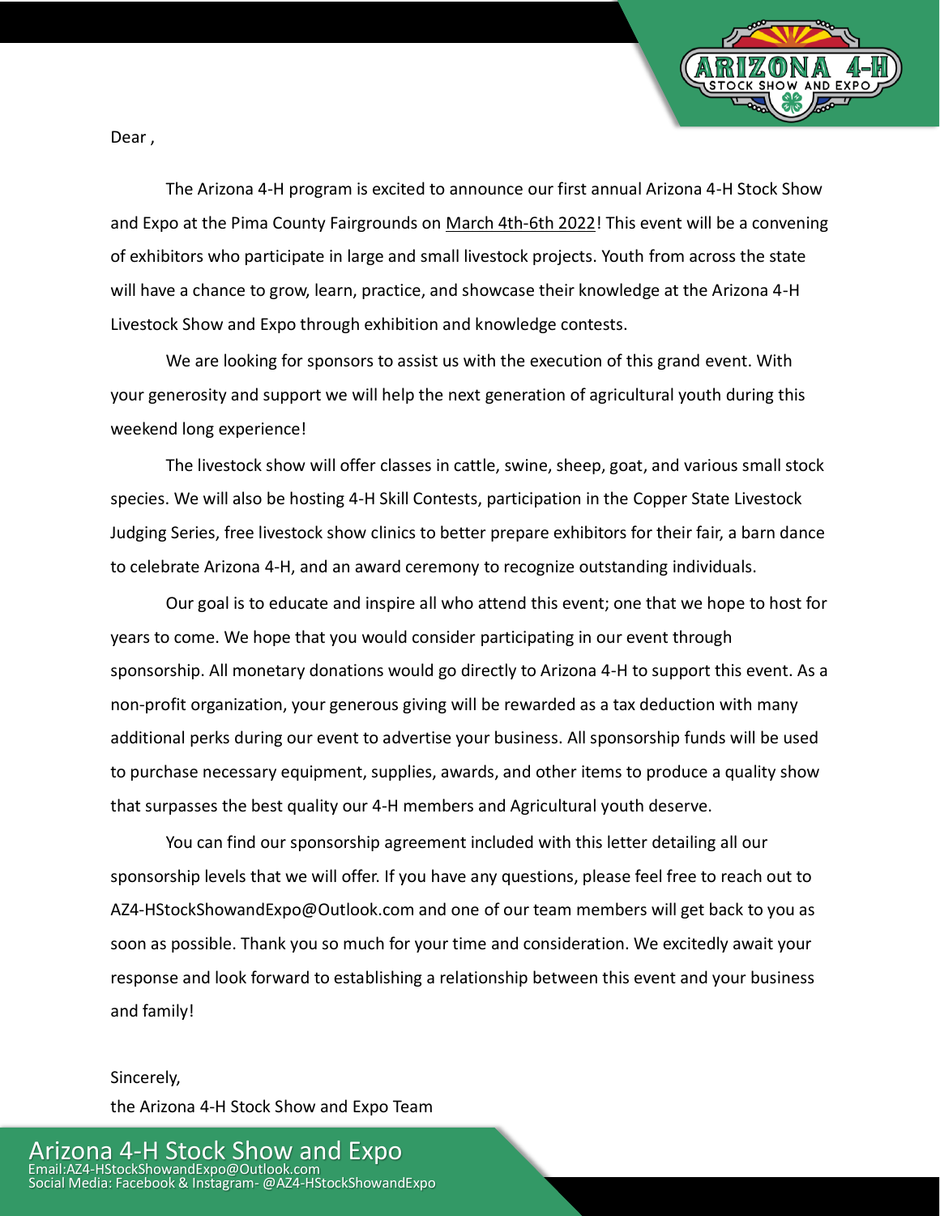Dear ,

The Arizona 4-H program is excited to announce our first annual Arizona 4-H Stock Show and Expo at the Pima County Fairgrounds on March 4th-6th 2022! This event will be a convening of exhibitors who participate in large and small livestock projects. Youth from across the state will have a chance to grow, learn, practice, and showcase their knowledge at the Arizona 4-H Livestock Show and Expo through exhibition and knowledge contests.

We are looking for sponsors to assist us with the execution of this grand event. With your generosity and support we will help the next generation of agricultural youth during this weekend long experience!

The livestock show will offer classes in cattle, swine, sheep, goat, and various small stock species. We will also be hosting 4-H Skill Contests, participation in the Copper State Livestock Judging Series, free livestock show clinics to better prepare exhibitors for their fair, a barn dance to celebrate Arizona 4-H, and an award ceremony to recognize outstanding individuals.

Our goal is to educate and inspire all who attend this event; one that we hope to host for years to come. We hope that you would consider participating in our event through sponsorship. All monetary donations would go directly to Arizona 4-H to support this event. As a non-profit organization, your generous giving will be rewarded as a tax deduction with many additional perks during our event to advertise your business. All sponsorship funds will be used to purchase necessary equipment, supplies, awards, and other items to produce a quality show that surpasses the best quality our 4-H members and Agricultural youth deserve.

You can find our sponsorship agreement included with this letter detailing all our sponsorship levels that we will offer. If you have any questions, please feel free to reach out to AZ4-HStockShowandExpo@Outlook.com and one of our team members will get back to you as soon as possible. Thank you so much for your time and consideration. We excitedly await your response and look forward to establishing a relationship between this event and your business and family!

Sincerely,

the Arizona 4-H Stock Show and Expo Team

Arizona 4-H Stock Show and Expo
Email:AZ4-HStockShowandExpo@Outlook.com
Social Media: Facebook & Instagram- @AZ4-HStockShowandExpo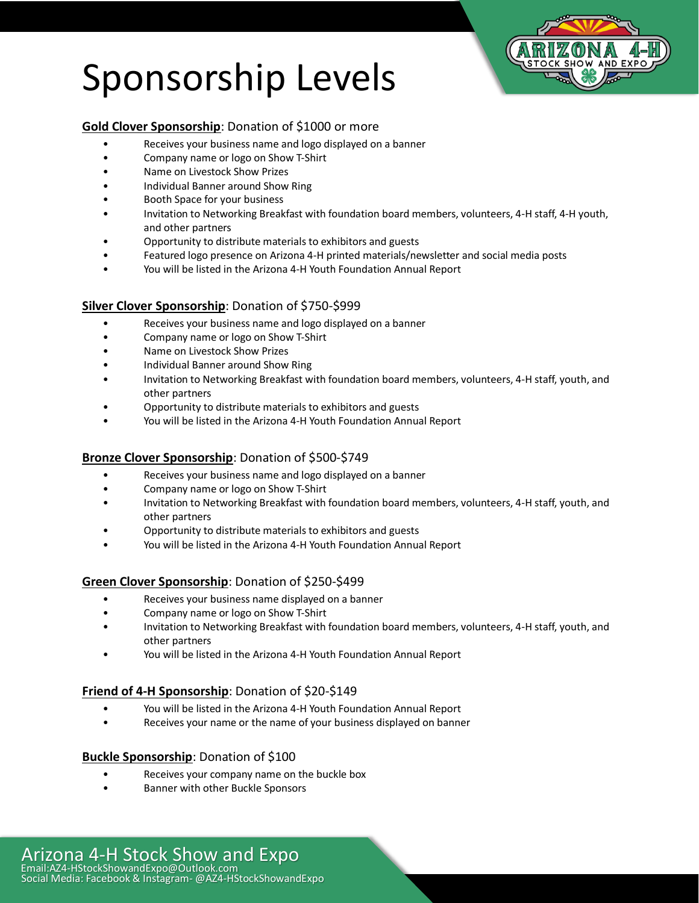# Sponsorship Levels

**Gold Clover Sponsorship**: Donation of $1000 or more

- Receives your business name and logo displayed on a banner
- Company name or logo on Show T-Shirt
- Name on Livestock Show Prizes
- Individual Banner around Show Ring
- Booth Space for your business
- Invitation to Networking Breakfast with foundation board members, volunteers, 4-H staff, 4-H youth, and other partners
- Opportunity to distribute materials to exhibitors and guests
- Featured logo presence on Arizona 4-H printed materials/newsletter and social media posts
- You will be listed in the Arizona 4-H Youth Foundation Annual Report

**Silver Clover Sponsorship**: Donation of $750-$999

- Receives your business name and logo displayed on a banner
- Company name or logo on Show T-Shirt
- Name on Livestock Show Prizes
- Individual Banner around Show Ring
- Invitation to Networking Breakfast with foundation board members, volunteers, 4-H staff, youth, and other partners
- Opportunity to distribute materials to exhibitors and guests
- You will be listed in the Arizona 4-H Youth Foundation Annual Report

**Bronze Clover Sponsorship**: Donation of $500-$749

- Receives your business name and logo displayed on a banner
- Company name or logo on Show T-Shirt
- Invitation to Networking Breakfast with foundation board members, volunteers, 4-H staff, youth, and other partners
- Opportunity to distribute materials to exhibitors and guests
- You will be listed in the Arizona 4-H Youth Foundation Annual Report

**Green Clover Sponsorship**: Donation of $250-$499

- Receives your business name displayed on a banner
- Company name or logo on Show T-Shirt
- Invitation to Networking Breakfast with foundation board members, volunteers, 4-H staff, youth, and other partners
- You will be listed in the Arizona 4-H Youth Foundation Annual Report

**Friend of 4-H Sponsorship**: Donation of $20-$149

- You will be listed in the Arizona 4-H Youth Foundation Annual Report
- Receives your name or the name of your business displayed on banner

**Buckle Sponsorship**: Donation of $100

- Receives your company name on the buckle box
- Banner with other Buckle Sponsors

Arizona 4-H Stock Show and Expo
Email:AZ4-HStockShowandExpo@Outlook.com
Social Media: Facebook & Instagram- @AZ4-HStockShowandExpo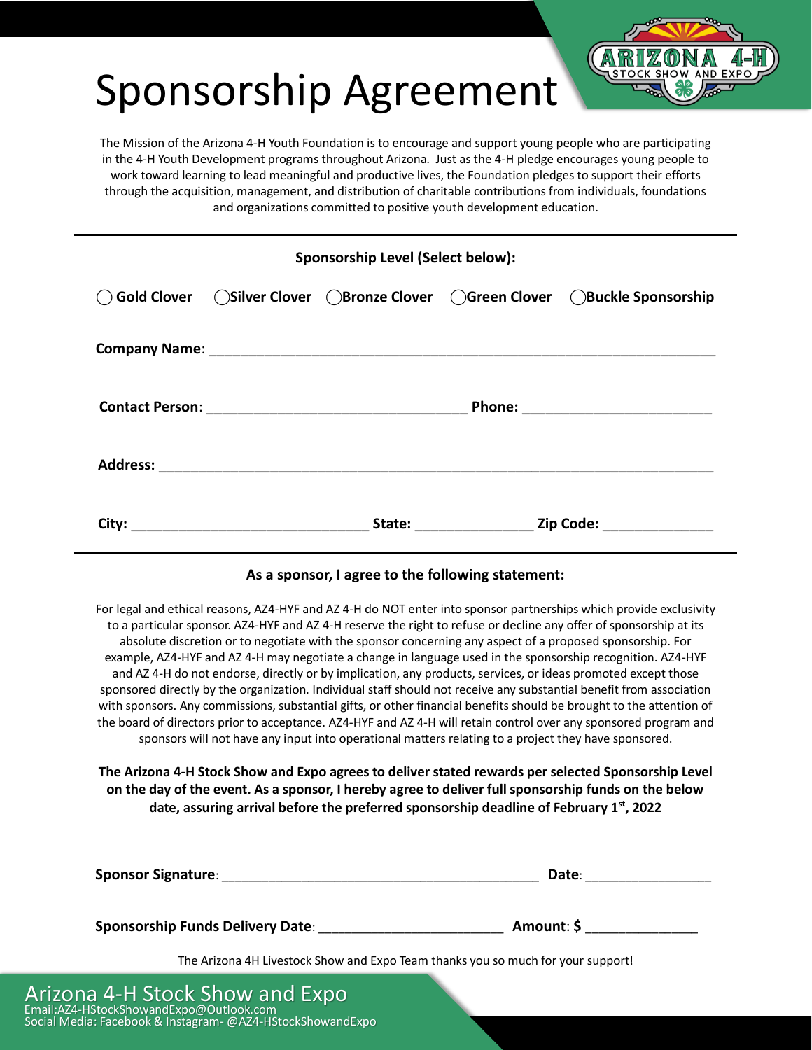# Sponsorship Agreement

The Mission of the Arizona 4-H Youth Foundation is to encourage and support young people who are participating in the 4-H Youth Development programs throughout Arizona. Just as the 4-H pledge encourages young people to work toward learning to lead meaningful and productive lives, the Foundation pledges to support their efforts through the acquisition, management, and distribution of charitable contributions from individuals, foundations and organizations committed to positive youth development education.

---

**Sponsorship Level (Select below):**

◯ **Gold Clover** ◯ **Silver Clover** ◯ **Bronze Clover** ◯ **Green Clover** ◯ **Buckle Sponsorship**

**Company Name**: ______________________________________________________________________

**Contact Person**: __________________________________ **Phone:** _________________________

**Address:** __________________________________________________________________________

**City:** _______________________________ **State:** _______________ **Zip Code:** ______________

---

**As a sponsor, I agree to the following statement:**

For legal and ethical reasons, AZ4-HYF and AZ 4-H do NOT enter into sponsor partnerships which provide exclusivity to a particular sponsor. AZ4-HYF and AZ 4-H reserve the right to refuse or decline any offer of sponsorship at its absolute discretion or to negotiate with the sponsor concerning any aspect of a proposed sponsorship. For example, AZ4-HYF and AZ 4-H may negotiate a change in language used in the sponsorship recognition. AZ4-HYF and AZ 4-H do not endorse, directly or by implication, any products, services, or ideas promoted except those sponsored directly by the organization. Individual staff should not receive any substantial benefit from association with sponsors. Any commissions, substantial gifts, or other financial benefits should be brought to the attention of the board of directors prior to acceptance. AZ4-HYF and AZ 4-H will retain control over any sponsored program and sponsors will not have any input into operational matters relating to a project they have sponsored.

**The Arizona 4-H Stock Show and Expo agrees to deliver stated rewards per selected Sponsorship Level on the day of the event. As a sponsor, I hereby agree to deliver full sponsorship funds on the below date, assuring arrival before the preferred sponsorship deadline of February 1st, 2022**

**Sponsor Signature**: ___________________________________________ **Date**: _________________

**Sponsorship Funds Delivery Date**: ________________________ **Amount**: **$** _______________

The Arizona 4H Livestock Show and Expo Team thanks you so much for your support!

Arizona 4-H Stock Show and Expo
Email:AZ4-HStockShowandExpo@Outlook.com
Social Media: Facebook & Instagram- @AZ4-HStockShowandExpo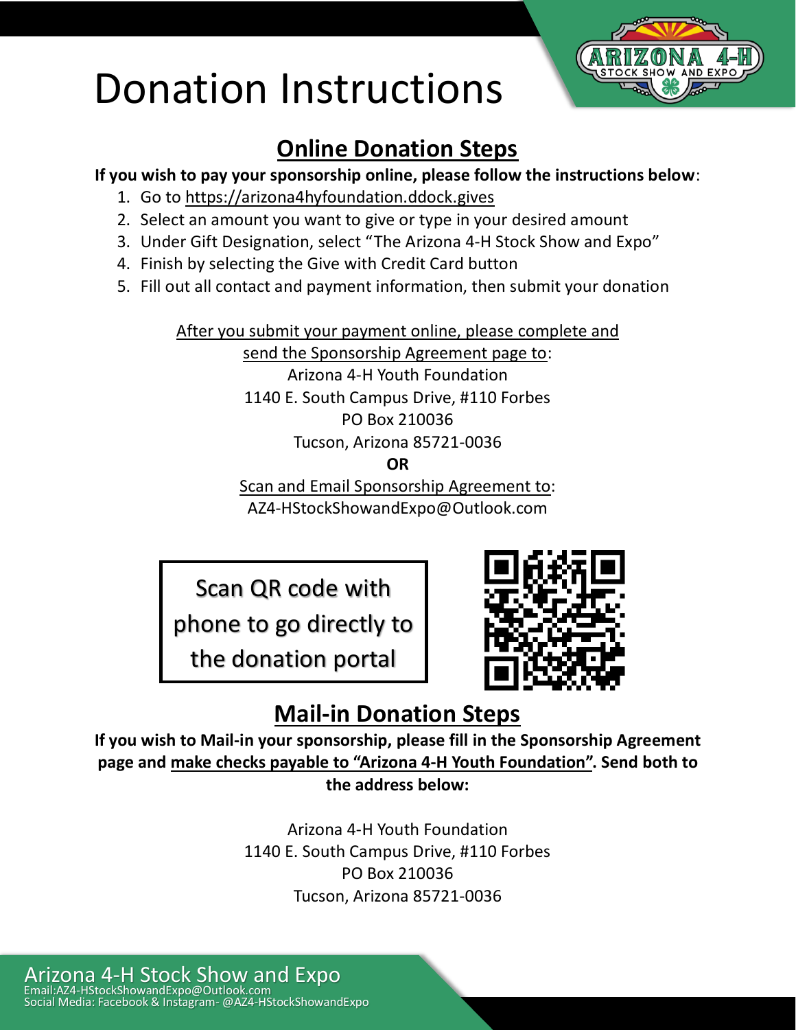# Donation Instructions

## Online Donation Steps

**If you wish to pay your sponsorship online, please follow the instructions below**:

1. Go to https://arizona4hyfoundation.ddock.gives
2. Select an amount you want to give or type in your desired amount
3. Under Gift Designation, select "The Arizona 4-H Stock Show and Expo"
4. Finish by selecting the Give with Credit Card button
5. Fill out all contact and payment information, then submit your donation

After you submit your payment online, please complete and send the Sponsorship Agreement page to:
Arizona 4-H Youth Foundation
1140 E. South Campus Drive, #110 Forbes
PO Box 210036
Tucson, Arizona 85721-0036

**OR**

Scan and Email Sponsorship Agreement to:
AZ4-HStockShowandExpo@Outlook.com

Scan QR code with phone to go directly to the donation portal

## Mail-in Donation Steps

**If you wish to Mail-in your sponsorship, please fill in the Sponsorship Agreement page and make checks payable to "Arizona 4-H Youth Foundation". Send both to the address below:**

Arizona 4-H Youth Foundation
1140 E. South Campus Drive, #110 Forbes
PO Box 210036
Tucson, Arizona 85721-0036

Arizona 4-H Stock Show and Expo
Email:AZ4-HStockShowandExpo@Outlook.com
Social Media: Facebook & Instagram- @AZ4-HStockShowandExpo